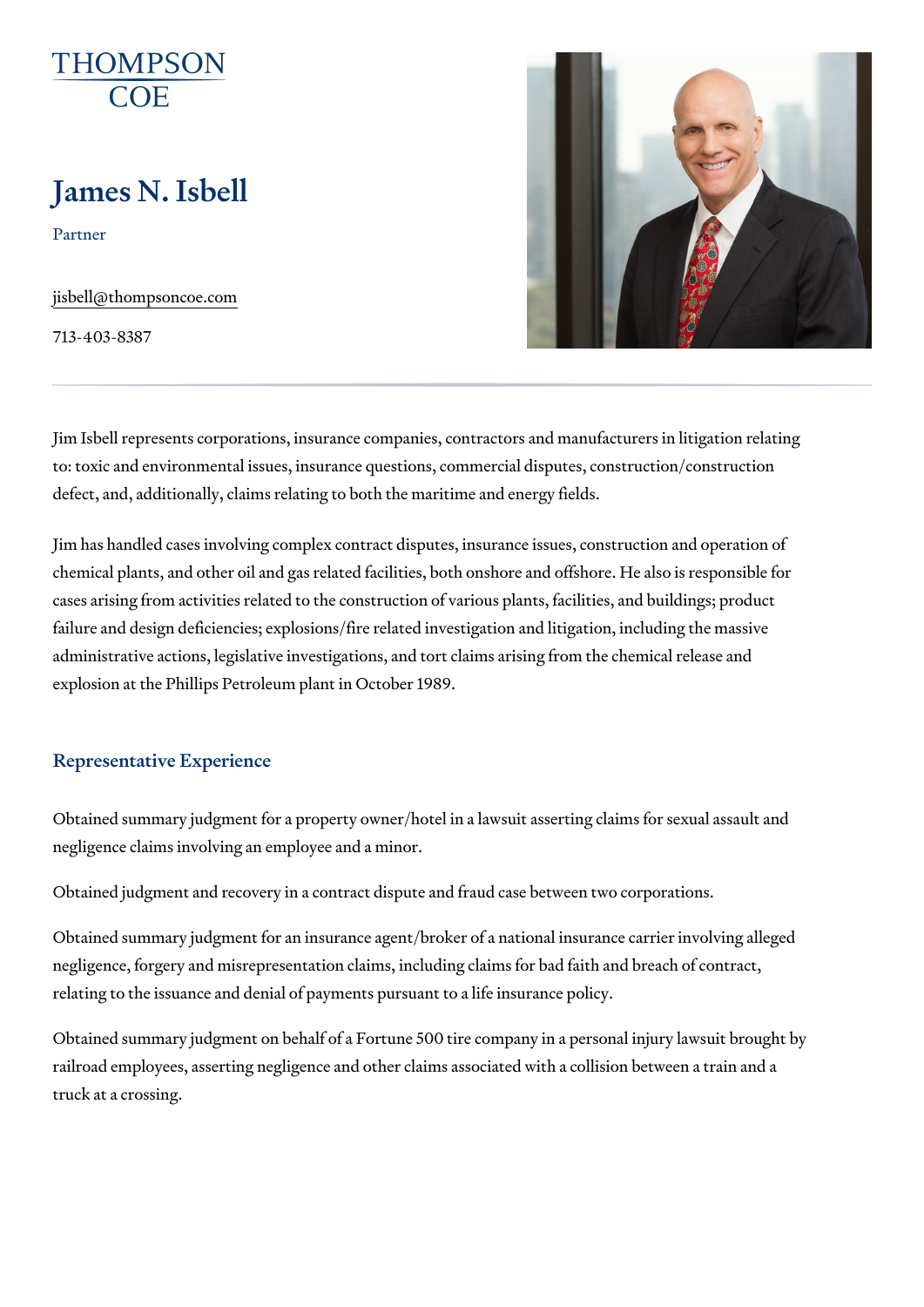THOMPSON COE

# James N. Isbell

Partner

jisbell@thompsoncoe.com

713-403-8387

Jim Isbell represents corporations, insurance companies, contractors and manufacturers in litigation relating to: toxic and environmental issues, insurance questions, commercial disputes, construction/construction defect, and, additionally, claims relating to both the maritime and energy fields.

Jim has handled cases involving complex contract disputes, insurance issues, construction and operation of chemical plants, and other oil and gas related facilities, both onshore and offshore. He also is responsible for cases arising from activities related to the construction of various plants, facilities, and buildings; product failure and design deficiencies; explosions/fire related investigation and litigation, including the massive administrative actions, legislative investigations, and tort claims arising from the chemical release and explosion at the Phillips Petroleum plant in October 1989.

## Representative Experience

Obtained summary judgment for a property owner/hotel in a lawsuit asserting claims for sexual assault and negligence claims involving an employee and a minor.

Obtained judgment and recovery in a contract dispute and fraud case between two corporations.

Obtained summary judgment for an insurance agent/broker of a national insurance carrier involving alleged negligence, forgery and misrepresentation claims, including claims for bad faith and breach of contract, relating to the issuance and denial of payments pursuant to a life insurance policy.

Obtained summary judgment on behalf of a Fortune 500 tire company in a personal injury lawsuit brought by railroad employees, asserting negligence and other claims associated with a collision between a train and a truck at a crossing.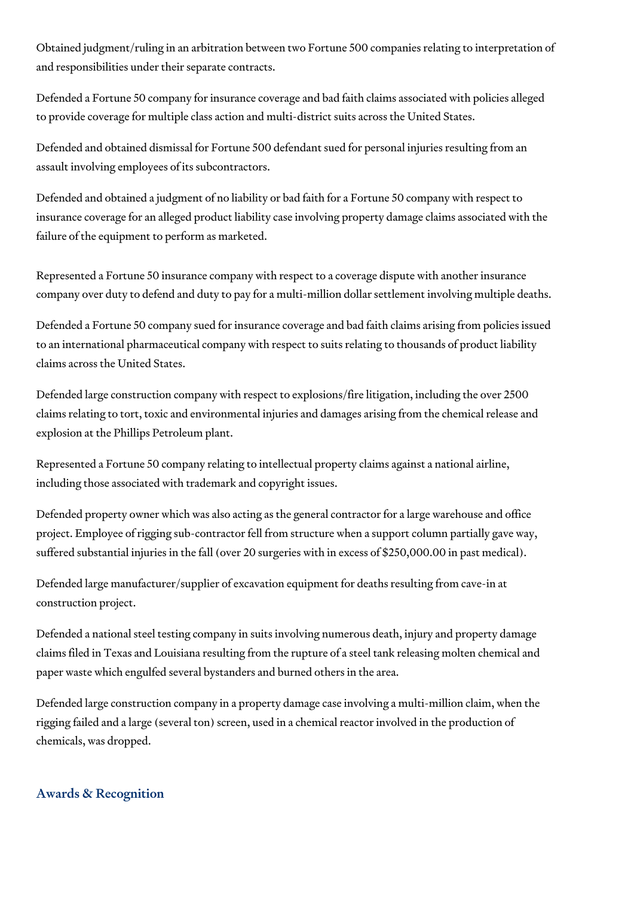Obtained judgment/ruling in an arbitration between two Fortune 500 companies relating to interpretation of and responsibilities under their separate contracts.

Defended a Fortune 50 company for insurance coverage and bad faith claims associated with policies alleged to provide coverage for multiple class action and multi-district suits across the United States.

Defended and obtained dismissal for Fortune 500 defendant sued for personal injuries resulting from an assault involving employees of its subcontractors.

Defended and obtained a judgment of no liability or bad faith for a Fortune 50 company with respect to insurance coverage for an alleged product liability case involving property damage claims associated with the failure of the equipment to perform as marketed.

Represented a Fortune 50 insurance company with respect to a coverage dispute with another insurance company over duty to defend and duty to pay for a multi-million dollar settlement involving multiple deaths.

Defended a Fortune 50 company sued for insurance coverage and bad faith claims arising from policies issued to an international pharmaceutical company with respect to suits relating to thousands of product liability claims across the United States.

Defended large construction company with respect to explosions/fire litigation, including the over 2500 claims relating to tort, toxic and environmental injuries and damages arising from the chemical release and explosion at the Phillips Petroleum plant.

Represented a Fortune 50 company relating to intellectual property claims against a national airline, including those associated with trademark and copyright issues.

Defended property owner which was also acting as the general contractor for a large warehouse and office project. Employee of rigging sub-contractor fell from structure when a support column partially gave way, suffered substantial injuries in the fall (over 20 surgeries with in excess of $250,000.00 in past medical).

Defended large manufacturer/supplier of excavation equipment for deaths resulting from cave-in at construction project.

Defended a national steel testing company in suits involving numerous death, injury and property damage claims filed in Texas and Louisiana resulting from the rupture of a steel tank releasing molten chemical and paper waste which engulfed several bystanders and burned others in the area.

Defended large construction company in a property damage case involving a multi-million claim, when the rigging failed and a large (several ton) screen, used in a chemical reactor involved in the production of chemicals, was dropped.

## Awards & Recognition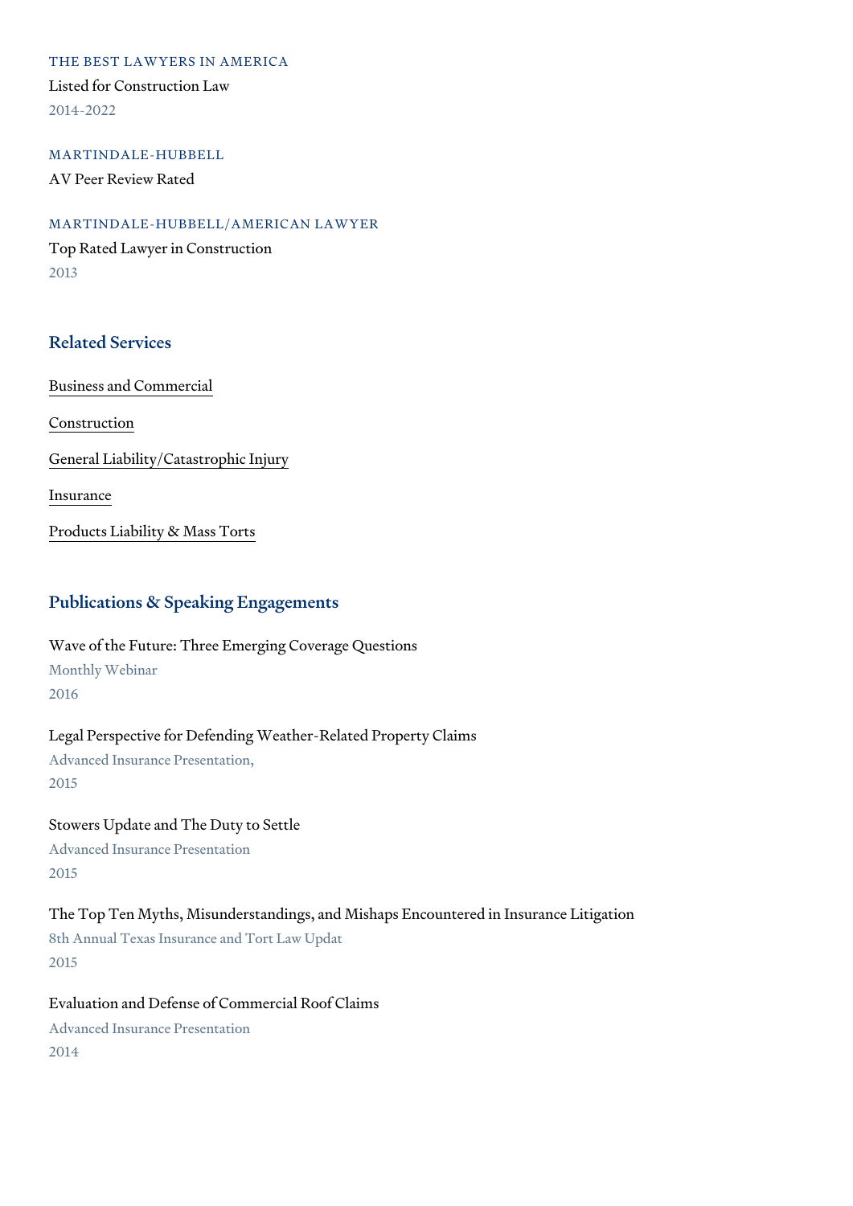THE BEST LAWYERS IN AMERICA

Listed for Construction Law

2014-2022

MARTINDALE-HUBBELL

AV Peer Review Rated

MARTINDALE-HUBBELL/AMERICAN LAWYER

Top Rated Lawyer in Construction

2013

## Related Services

Business and Commercial

Construction

General Liability/Catastrophic Injury

Insurance

Products Liability & Mass Torts

## Publications & Speaking Engagements

Wave of the Future: Three Emerging Coverage Questions

Monthly Webinar

2016

Legal Perspective for Defending Weather-Related Property Claims

Advanced Insurance Presentation,

2015

Stowers Update and The Duty to Settle

Advanced Insurance Presentation

2015

The Top Ten Myths, Misunderstandings, and Mishaps Encountered in Insurance Litigation

8th Annual Texas Insurance and Tort Law Updat

2015

Evaluation and Defense of Commercial Roof Claims

Advanced Insurance Presentation

2014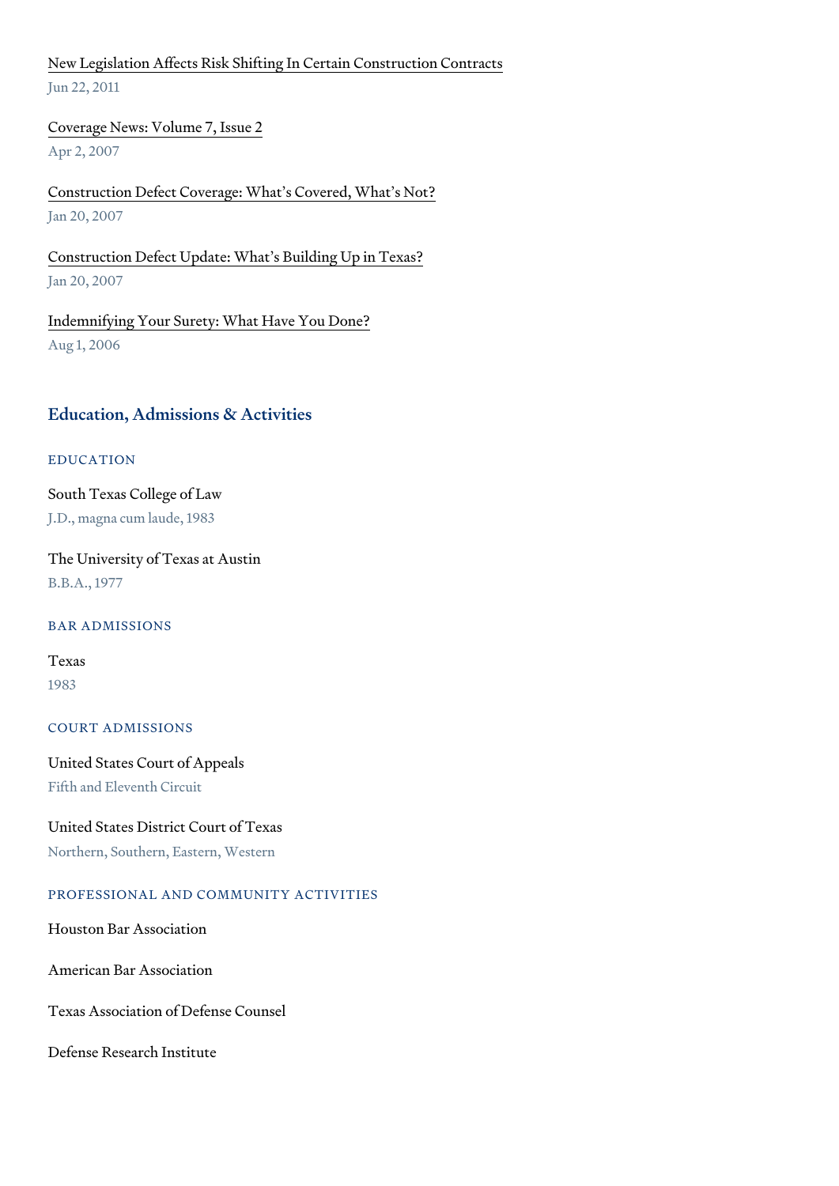New Legislation Affects Risk Shifting In Certain Construction Contracts
Jun 22, 2011

Coverage News: Volume 7, Issue 2
Apr 2, 2007

Construction Defect Coverage: What's Covered, What's Not?
Jan 20, 2007

Construction Defect Update: What's Building Up in Texas?
Jan 20, 2007

Indemnifying Your Surety: What Have You Done?
Aug 1, 2006

## Education, Admissions & Activities

### EDUCATION

South Texas College of Law
J.D., magna cum laude, 1983

The University of Texas at Austin
B.B.A., 1977

### BAR ADMISSIONS

Texas
1983

### COURT ADMISSIONS

United States Court of Appeals
Fifth and Eleventh Circuit

United States District Court of Texas
Northern, Southern, Eastern, Western

### PROFESSIONAL AND COMMUNITY ACTIVITIES

Houston Bar Association

American Bar Association

Texas Association of Defense Counsel

Defense Research Institute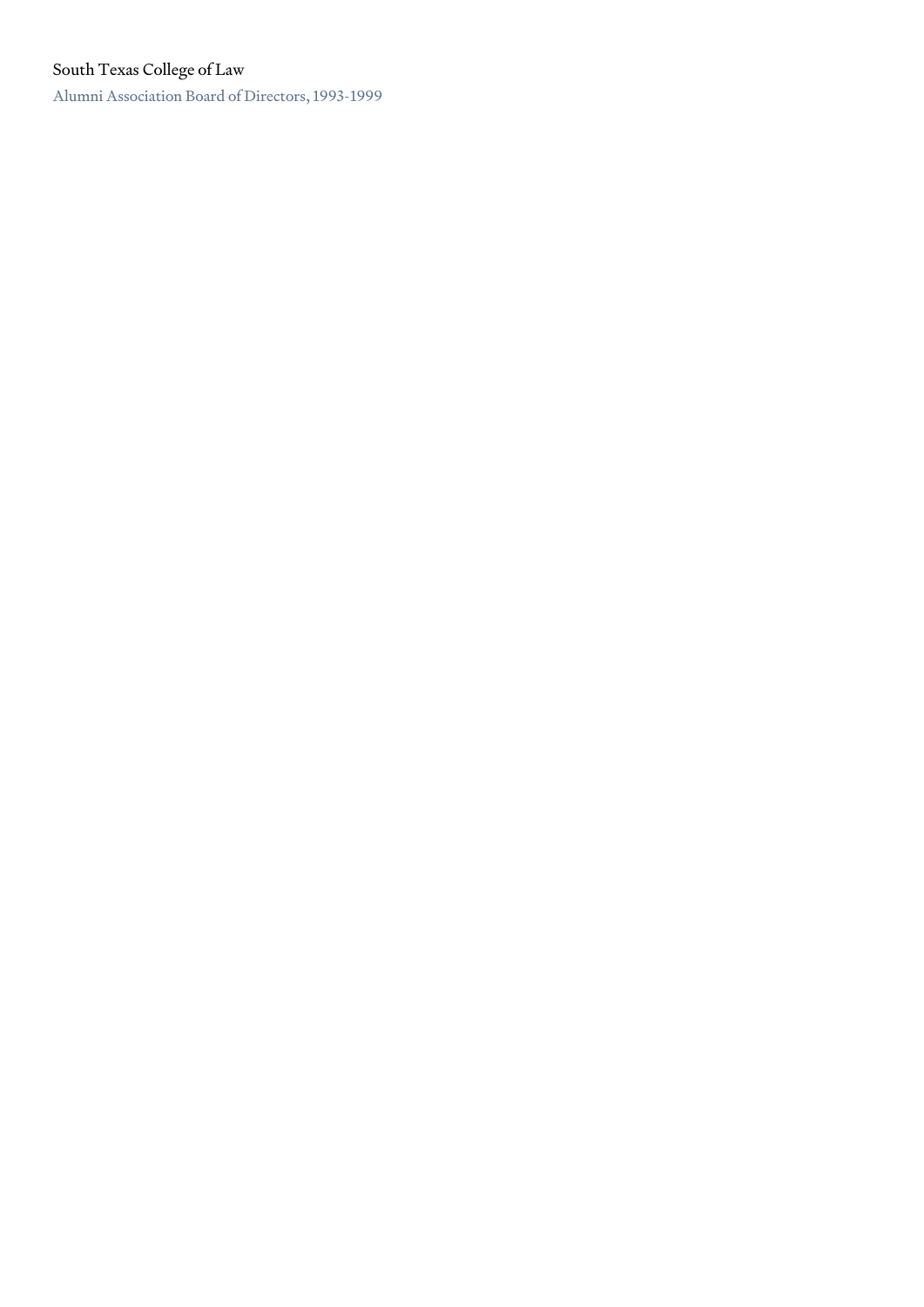South Texas College of Law

Alumni Association Board of Directors, 1993-1999